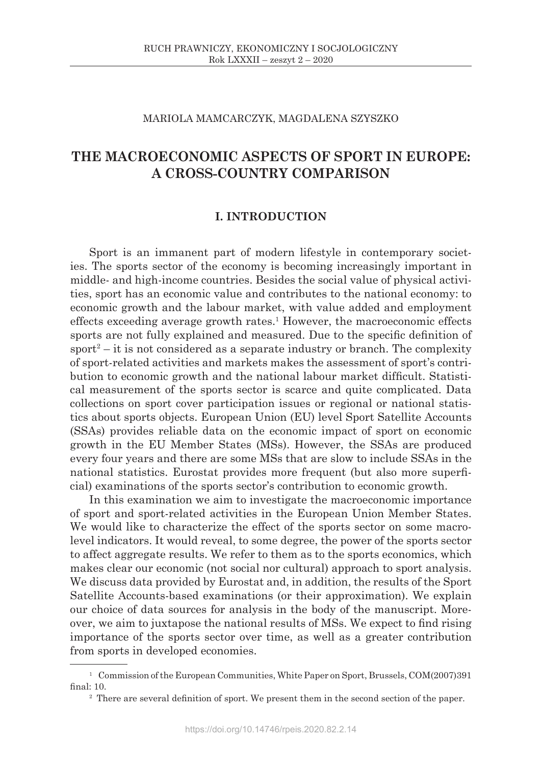MARIOLA MAMCARCZYK, MAGDALENA SZYSZKO

# THE MACROECONOMIC ASPECTS OF SPORT IN EUROPE: A CROSS-COUNTRY COMPARISON

## I. INTRODUCTION

Sport is an immanent part of modern lifestyle in contemporary societies. The sports sector of the economy is becoming increasingly important in middle- and high-income countries. Besides the social value of physical activities, sport has an economic value and contributes to the national economy: to economic growth and the labour market, with value added and employment effects exceeding average growth rates.[1] However, the macroeconomic effects sports are not fully explained and measured. Due to the specific definition of sport[2] – it is not considered as a separate industry or branch. The complexity of sport-related activities and markets makes the assessment of sport's contribution to economic growth and the national labour market difficult. Statistical measurement of the sports sector is scarce and quite complicated. Data collections on sport cover participation issues or regional or national statistics about sports objects. European Union (EU) level Sport Satellite Accounts (SSAs) provides reliable data on the economic impact of sport on economic growth in the EU Member States (MSs). However, the SSAs are produced every four years and there are some MSs that are slow to include SSAs in the national statistics. Eurostat provides more frequent (but also more superficial) examinations of the sports sector's contribution to economic growth.

In this examination we aim to investigate the macroeconomic importance of sport and sport-related activities in the European Union Member States. We would like to characterize the effect of the sports sector on some macro-level indicators. It would reveal, to some degree, the power of the sports sector to affect aggregate results. We refer to them as to the sports economics, which makes clear our economic (not social nor cultural) approach to sport analysis. We discuss data provided by Eurostat and, in addition, the results of the Sport Satellite Accounts-based examinations (or their approximation). We explain our choice of data sources for analysis in the body of the manuscript. Moreover, we aim to juxtapose the national results of MSs. We expect to find rising importance of the sports sector over time, as well as a greater contribution from sports in developed economies.

[1] Commission of the European Communities, White Paper on Sport, Brussels, COM(2007)391 final: 10.

[2] There are several definition of sport. We present them in the second section of the paper.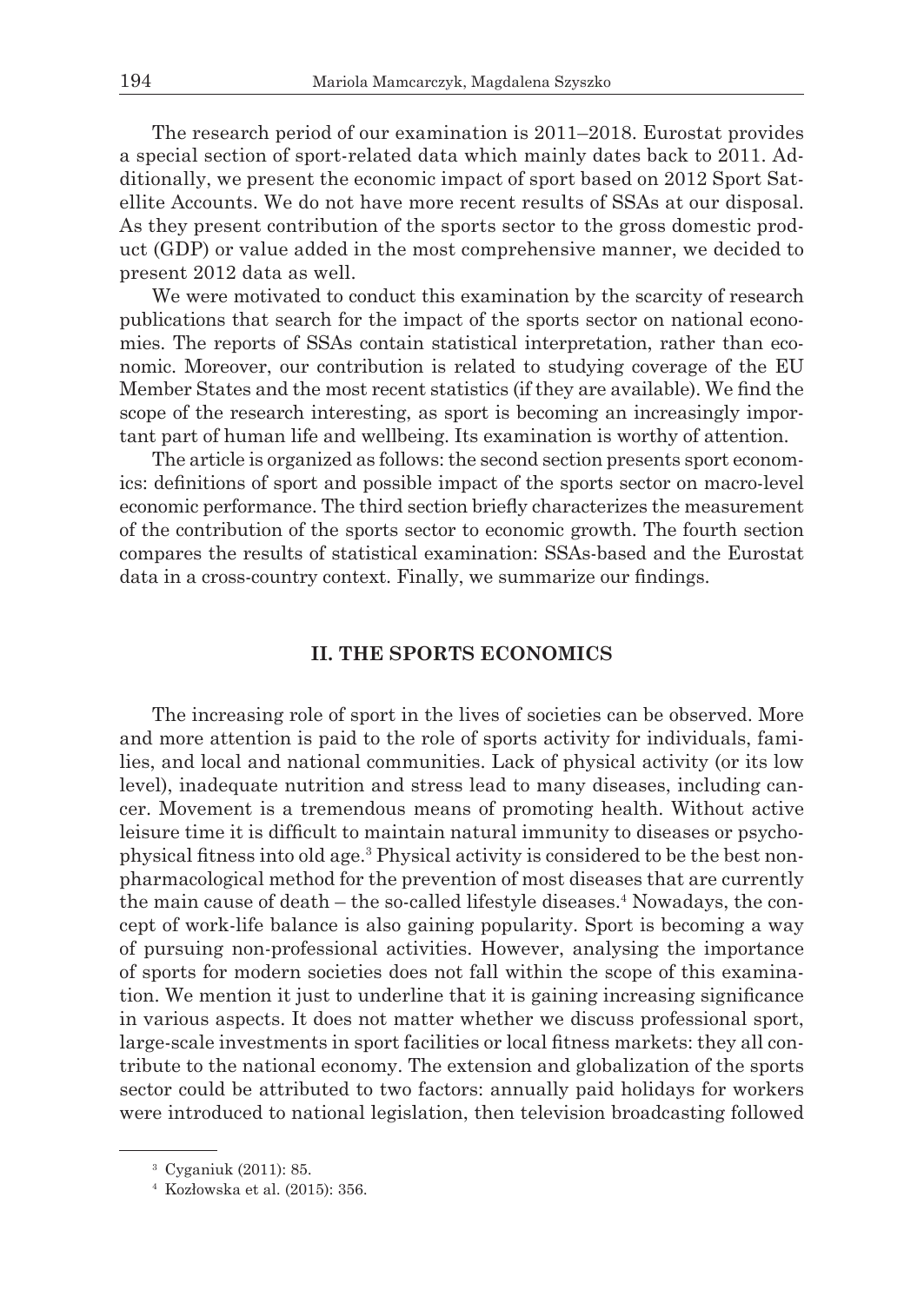The research period of our examination is 2011–2018. Eurostat provides a special section of sport-related data which mainly dates back to 2011. Additionally, we present the economic impact of sport based on 2012 Sport Satellite Accounts. We do not have more recent results of SSAs at our disposal. As they present contribution of the sports sector to the gross domestic product (GDP) or value added in the most comprehensive manner, we decided to present 2012 data as well.

We were motivated to conduct this examination by the scarcity of research publications that search for the impact of the sports sector on national economies. The reports of SSAs contain statistical interpretation, rather than economic. Moreover, our contribution is related to studying coverage of the EU Member States and the most recent statistics (if they are available). We find the scope of the research interesting, as sport is becoming an increasingly important part of human life and wellbeing. Its examination is worthy of attention.

The article is organized as follows: the second section presents sport economics: definitions of sport and possible impact of the sports sector on macro-level economic performance. The third section briefly characterizes the measurement of the contribution of the sports sector to economic growth. The fourth section compares the results of statistical examination: SSAs-based and the Eurostat data in a cross-country context. Finally, we summarize our findings.

## II. THE SPORTS ECONOMICS

The increasing role of sport in the lives of societies can be observed. More and more attention is paid to the role of sports activity for individuals, families, and local and national communities. Lack of physical activity (or its low level), inadequate nutrition and stress lead to many diseases, including cancer. Movement is a tremendous means of promoting health. Without active leisure time it is difficult to maintain natural immunity to diseases or psychophysical fitness into old age.[3] Physical activity is considered to be the best non-pharmacological method for the prevention of most diseases that are currently the main cause of death – the so-called lifestyle diseases.[4] Nowadays, the concept of work-life balance is also gaining popularity. Sport is becoming a way of pursuing non-professional activities. However, analysing the importance of sports for modern societies does not fall within the scope of this examination. We mention it just to underline that it is gaining increasing significance in various aspects. It does not matter whether we discuss professional sport, large-scale investments in sport facilities or local fitness markets: they all contribute to the national economy. The extension and globalization of the sports sector could be attributed to two factors: annually paid holidays for workers were introduced to national legislation, then television broadcasting followed

[3] Cyganiuk (2011): 85.

[4] Kozłowska et al. (2015): 356.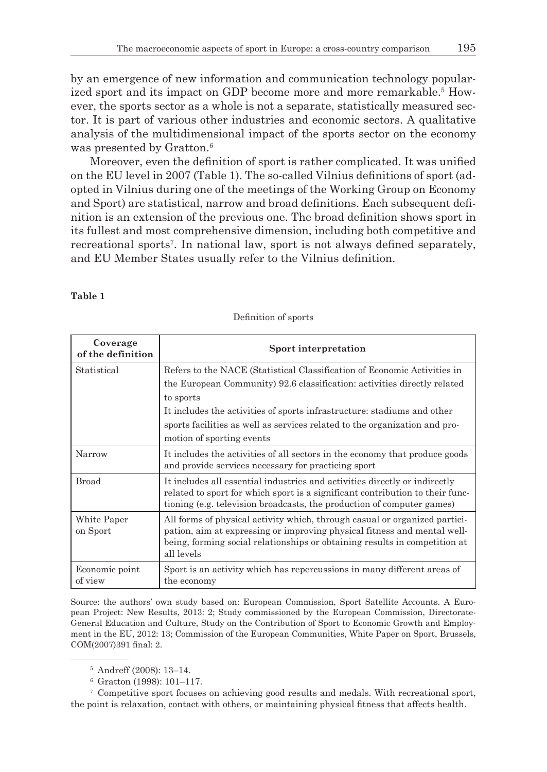by an emergence of new information and communication technology popularized sport and its impact on GDP become more and more remarkable.[5] However, the sports sector as a whole is not a separate, statistically measured sector. It is part of various other industries and economic sectors. A qualitative analysis of the multidimensional impact of the sports sector on the economy was presented by Gratton.[6]

Moreover, even the definition of sport is rather complicated. It was unified on the EU level in 2007 (Table 1). The so-called Vilnius definitions of sport (adopted in Vilnius during one of the meetings of the Working Group on Economy and Sport) are statistical, narrow and broad definitions. Each subsequent definition is an extension of the previous one. The broad definition shows sport in its fullest and most comprehensive dimension, including both competitive and recreational sports[7]. In national law, sport is not always defined separately, and EU Member States usually refer to the Vilnius definition.

**Table 1**

Definition of sports

| Coverage of the definition | Sport interpretation |
|---|---|
| Statistical | Refers to the NACE (Statistical Classification of Economic Activities in the European Community) 92.6 classification: activities directly related to sports<br>It includes the activities of sports infrastructure: stadiums and other sports facilities as well as services related to the organization and promotion of sporting events |
| Narrow | It includes the activities of all sectors in the economy that produce goods and provide services necessary for practicing sport |
| Broad | It includes all essential industries and activities directly or indirectly related to sport for which sport is a significant contribution to their functioning (e.g. television broadcasts, the production of computer games) |
| White Paper on Sport | All forms of physical activity which, through casual or organized participation, aim at expressing or improving physical fitness and mental well-being, forming social relationships or obtaining results in competition at all levels |
| Economic point of view | Sport is an activity which has repercussions in many different areas of the economy |

Source: the authors' own study based on: European Commission, Sport Satellite Accounts. A European Project: New Results, 2013: 2; Study commissioned by the European Commission, Directorate-General Education and Culture, Study on the Contribution of Sport to Economic Growth and Employment in the EU, 2012: 13; Commission of the European Communities, White Paper on Sport, Brussels, COM(2007)391 final: 2.

[5] Andreff (2008): 13–14.

[6] Gratton (1998): 101–117.

[7] Competitive sport focuses on achieving good results and medals. With recreational sport, the point is relaxation, contact with others, or maintaining physical fitness that affects health.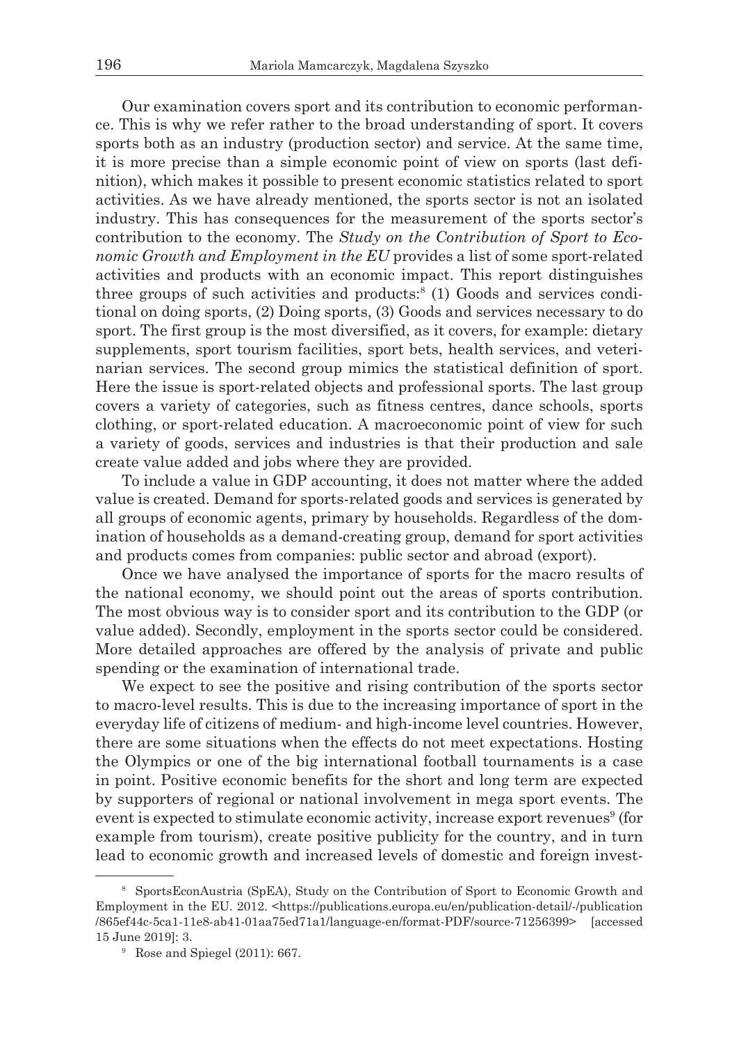Our examination covers sport and its contribution to economic performance. This is why we refer rather to the broad understanding of sport. It covers sports both as an industry (production sector) and service. At the same time, it is more precise than a simple economic point of view on sports (last definition), which makes it possible to present economic statistics related to sport activities. As we have already mentioned, the sports sector is not an isolated industry. This has consequences for the measurement of the sports sector's contribution to the economy. The *Study on the Contribution of Sport to Economic Growth and Employment in the EU* provides a list of some sport-related activities and products with an economic impact. This report distinguishes three groups of such activities and products:[8] (1) Goods and services conditional on doing sports, (2) Doing sports, (3) Goods and services necessary to do sport. The first group is the most diversified, as it covers, for example: dietary supplements, sport tourism facilities, sport bets, health services, and veterinarian services. The second group mimics the statistical definition of sport. Here the issue is sport-related objects and professional sports. The last group covers a variety of categories, such as fitness centres, dance schools, sports clothing, or sport-related education. A macroeconomic point of view for such a variety of goods, services and industries is that their production and sale create value added and jobs where they are provided.

To include a value in GDP accounting, it does not matter where the added value is created. Demand for sports-related goods and services is generated by all groups of economic agents, primary by households. Regardless of the domination of households as a demand-creating group, demand for sport activities and products comes from companies: public sector and abroad (export).

Once we have analysed the importance of sports for the macro results of the national economy, we should point out the areas of sports contribution. The most obvious way is to consider sport and its contribution to the GDP (or value added). Secondly, employment in the sports sector could be considered. More detailed approaches are offered by the analysis of private and public spending or the examination of international trade.

We expect to see the positive and rising contribution of the sports sector to macro-level results. This is due to the increasing importance of sport in the everyday life of citizens of medium- and high-income level countries. However, there are some situations when the effects do not meet expectations. Hosting the Olympics or one of the big international football tournaments is a case in point. Positive economic benefits for the short and long term are expected by supporters of regional or national involvement in mega sport events. The event is expected to stimulate economic activity, increase export revenues[9] (for example from tourism), create positive publicity for the country, and in turn lead to economic growth and increased levels of domestic and foreign invest-

---

[8] SportsEconAustria (SpEA), Study on the Contribution of Sport to Economic Growth and Employment in the EU. 2012. <https://publications.europa.eu/en/publication-detail/-/publication/865ef44c-5ca1-11e8-ab41-01aa75ed71a1/language-en/format-PDF/source-71256399> [accessed 15 June 2019]: 3.

[9] Rose and Spiegel (2011): 667.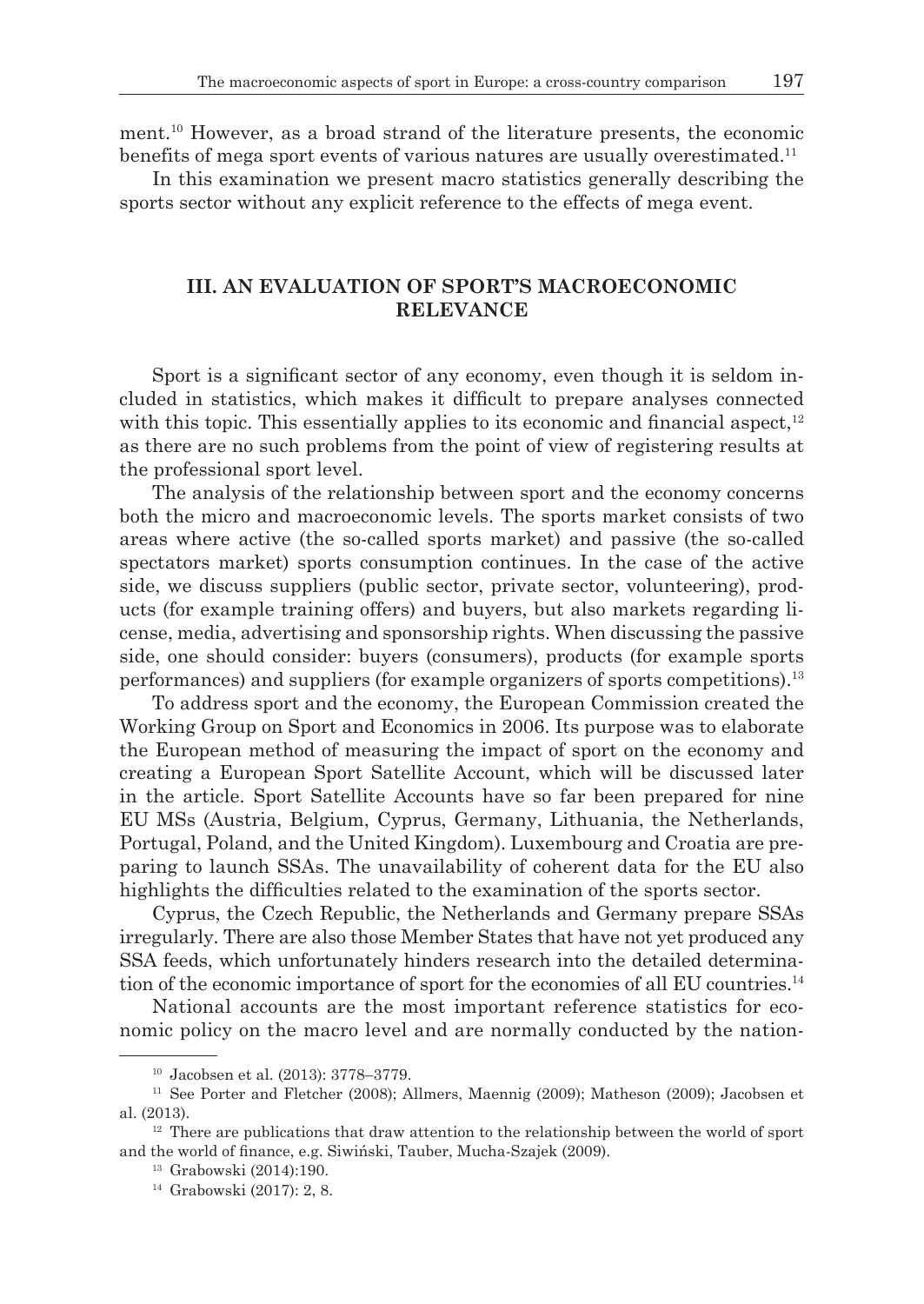ment.[10] However, as a broad strand of the literature presents, the economic benefits of mega sport events of various natures are usually overestimated.[11]

In this examination we present macro statistics generally describing the sports sector without any explicit reference to the effects of mega event.

## III. AN EVALUATION OF SPORT'S MACROECONOMIC RELEVANCE

Sport is a significant sector of any economy, even though it is seldom included in statistics, which makes it difficult to prepare analyses connected with this topic. This essentially applies to its economic and financial aspect,[12] as there are no such problems from the point of view of registering results at the professional sport level.

The analysis of the relationship between sport and the economy concerns both the micro and macroeconomic levels. The sports market consists of two areas where active (the so-called sports market) and passive (the so-called spectators market) sports consumption continues. In the case of the active side, we discuss suppliers (public sector, private sector, volunteering), products (for example training offers) and buyers, but also markets regarding license, media, advertising and sponsorship rights. When discussing the passive side, one should consider: buyers (consumers), products (for example sports performances) and suppliers (for example organizers of sports competitions).[13]

To address sport and the economy, the European Commission created the Working Group on Sport and Economics in 2006. Its purpose was to elaborate the European method of measuring the impact of sport on the economy and creating a European Sport Satellite Account, which will be discussed later in the article. Sport Satellite Accounts have so far been prepared for nine EU MSs (Austria, Belgium, Cyprus, Germany, Lithuania, the Netherlands, Portugal, Poland, and the United Kingdom). Luxembourg and Croatia are preparing to launch SSAs. The unavailability of coherent data for the EU also highlights the difficulties related to the examination of the sports sector.

Cyprus, the Czech Republic, the Netherlands and Germany prepare SSAs irregularly. There are also those Member States that have not yet produced any SSA feeds, which unfortunately hinders research into the detailed determination of the economic importance of sport for the economies of all EU countries.[14]

National accounts are the most important reference statistics for economic policy on the macro level and are normally conducted by the nation-

---

[10] Jacobsen et al. (2013): 3778–3779.

[11] See Porter and Fletcher (2008); Allmers, Maennig (2009); Matheson (2009); Jacobsen et al. (2013).

[12] There are publications that draw attention to the relationship between the world of sport and the world of finance, e.g. Siwiński, Tauber, Mucha-Szajek (2009).

[13] Grabowski (2014):190.

[14] Grabowski (2017): 2, 8.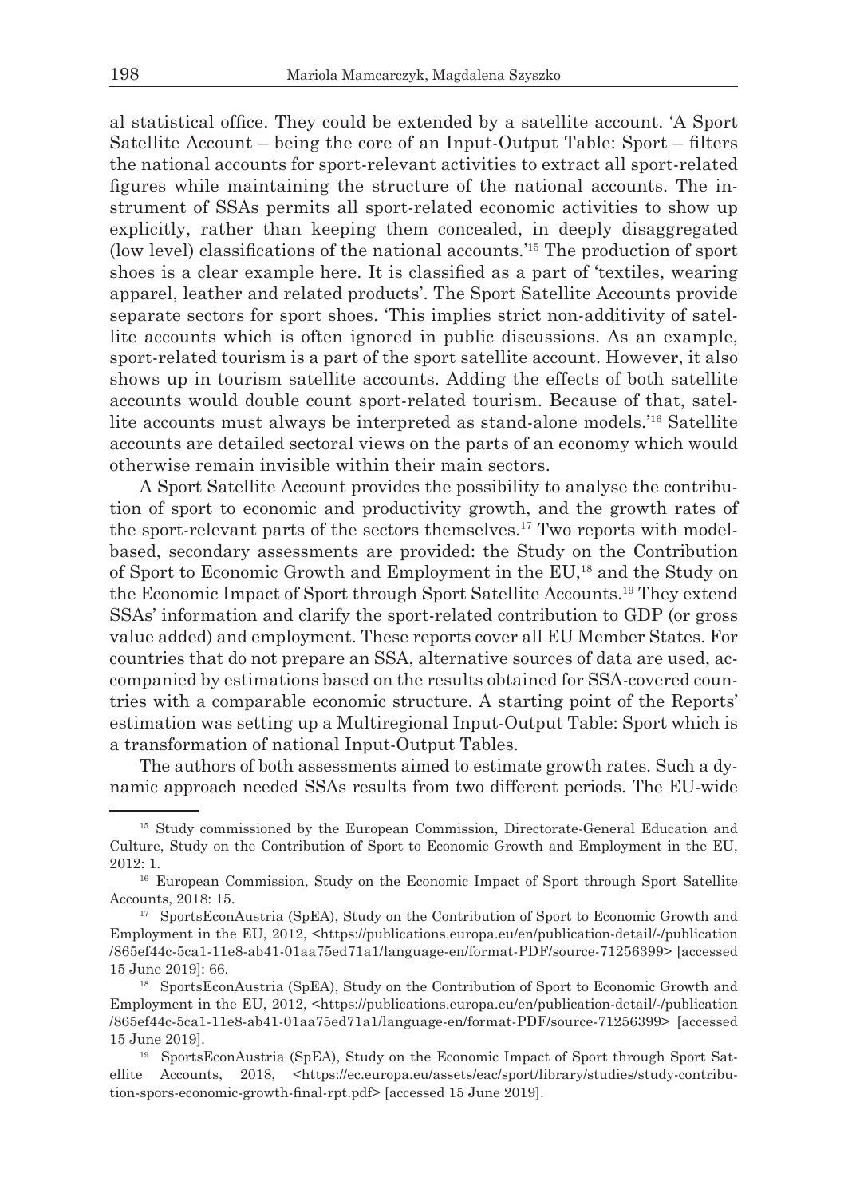al statistical office. They could be extended by a satellite account. 'A Sport Satellite Account – being the core of an Input-Output Table: Sport – filters the national accounts for sport-relevant activities to extract all sport-related figures while maintaining the structure of the national accounts. The instrument of SSAs permits all sport-related economic activities to show up explicitly, rather than keeping them concealed, in deeply disaggregated (low level) classifications of the national accounts.'[15] The production of sport shoes is a clear example here. It is classified as a part of 'textiles, wearing apparel, leather and related products'. The Sport Satellite Accounts provide separate sectors for sport shoes. 'This implies strict non-additivity of satellite accounts which is often ignored in public discussions. As an example, sport-related tourism is a part of the sport satellite account. However, it also shows up in tourism satellite accounts. Adding the effects of both satellite accounts would double count sport-related tourism. Because of that, satellite accounts must always be interpreted as stand-alone models.'[16] Satellite accounts are detailed sectoral views on the parts of an economy which would otherwise remain invisible within their main sectors.

A Sport Satellite Account provides the possibility to analyse the contribution of sport to economic and productivity growth, and the growth rates of the sport-relevant parts of the sectors themselves.[17] Two reports with model-based, secondary assessments are provided: the Study on the Contribution of Sport to Economic Growth and Employment in the EU,[18] and the Study on the Economic Impact of Sport through Sport Satellite Accounts.[19] They extend SSAs' information and clarify the sport-related contribution to GDP (or gross value added) and employment. These reports cover all EU Member States. For countries that do not prepare an SSA, alternative sources of data are used, accompanied by estimations based on the results obtained for SSA-covered countries with a comparable economic structure. A starting point of the Reports' estimation was setting up a Multiregional Input-Output Table: Sport which is a transformation of national Input-Output Tables.

The authors of both assessments aimed to estimate growth rates. Such a dynamic approach needed SSAs results from two different periods. The EU-wide

---

[15] Study commissioned by the European Commission, Directorate-General Education and Culture, Study on the Contribution of Sport to Economic Growth and Employment in the EU, 2012: 1.

[16] European Commission, Study on the Economic Impact of Sport through Sport Satellite Accounts, 2018: 15.

[17] SportsEconAustria (SpEA), Study on the Contribution of Sport to Economic Growth and Employment in the EU, 2012, <https://publications.europa.eu/en/publication-detail/-/publication/865ef44c-5ca1-11e8-ab41-01aa75ed71a1/language-en/format-PDF/source-71256399> [accessed 15 June 2019]: 66.

[18] SportsEconAustria (SpEA), Study on the Contribution of Sport to Economic Growth and Employment in the EU, 2012, <https://publications.europa.eu/en/publication-detail/-/publication/865ef44c-5ca1-11e8-ab41-01aa75ed71a1/language-en/format-PDF/source-71256399> [accessed 15 June 2019].

[19] SportsEconAustria (SpEA), Study on the Economic Impact of Sport through Sport Satellite Accounts, 2018, <https://ec.europa.eu/assets/eac/sport/library/studies/study-contribution-spors-economic-growth-final-rpt.pdf> [accessed 15 June 2019].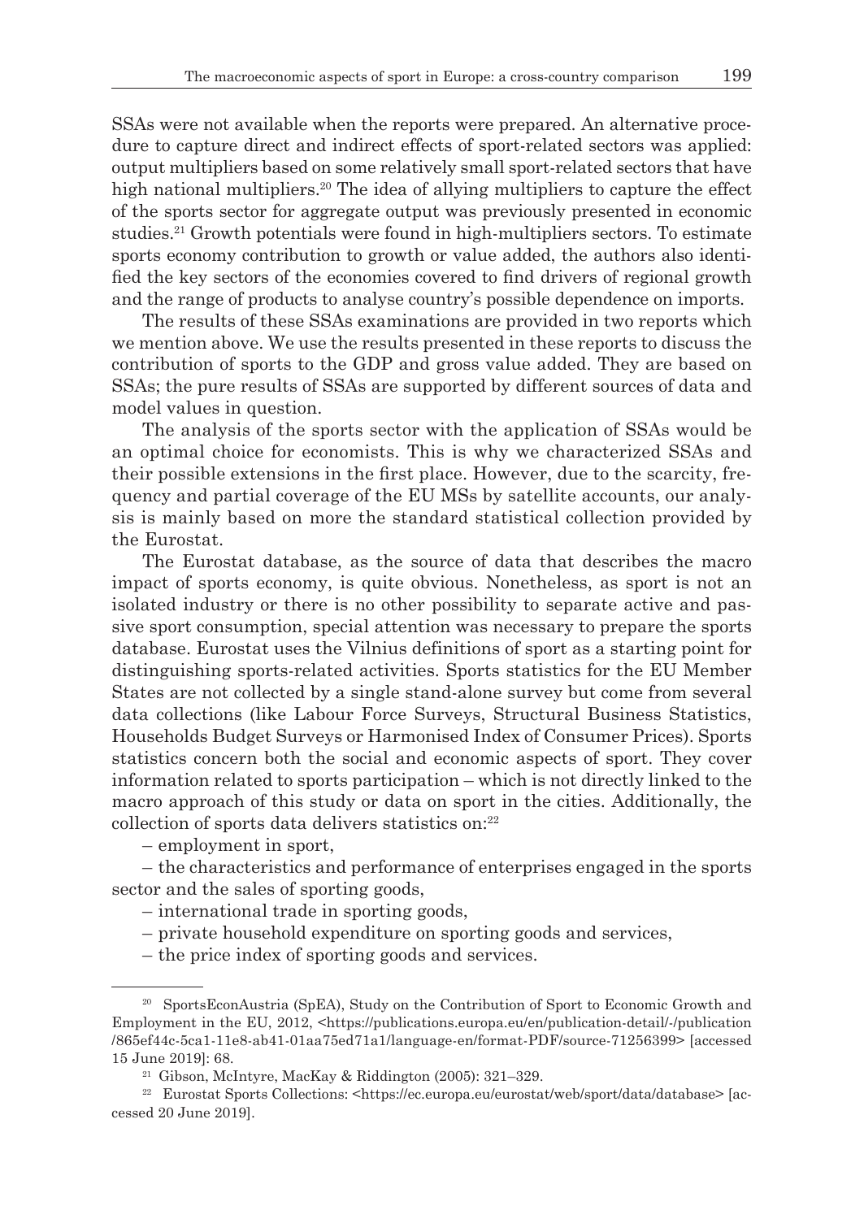SSAs were not available when the reports were prepared. An alternative procedure to capture direct and indirect effects of sport-related sectors was applied: output multipliers based on some relatively small sport-related sectors that have high national multipliers.[20] The idea of allying multipliers to capture the effect of the sports sector for aggregate output was previously presented in economic studies.[21] Growth potentials were found in high-multipliers sectors. To estimate sports economy contribution to growth or value added, the authors also identified the key sectors of the economies covered to find drivers of regional growth and the range of products to analyse country's possible dependence on imports.

The results of these SSAs examinations are provided in two reports which we mention above. We use the results presented in these reports to discuss the contribution of sports to the GDP and gross value added. They are based on SSAs; the pure results of SSAs are supported by different sources of data and model values in question.

The analysis of the sports sector with the application of SSAs would be an optimal choice for economists. This is why we characterized SSAs and their possible extensions in the first place. However, due to the scarcity, frequency and partial coverage of the EU MSs by satellite accounts, our analysis is mainly based on more the standard statistical collection provided by the Eurostat.

The Eurostat database, as the source of data that describes the macro impact of sports economy, is quite obvious. Nonetheless, as sport is not an isolated industry or there is no other possibility to separate active and passive sport consumption, special attention was necessary to prepare the sports database. Eurostat uses the Vilnius definitions of sport as a starting point for distinguishing sports-related activities. Sports statistics for the EU Member States are not collected by a single stand-alone survey but come from several data collections (like Labour Force Surveys, Structural Business Statistics, Households Budget Surveys or Harmonised Index of Consumer Prices). Sports statistics concern both the social and economic aspects of sport. They cover information related to sports participation – which is not directly linked to the macro approach of this study or data on sport in the cities. Additionally, the collection of sports data delivers statistics on:[22]

– employment in sport,

– the characteristics and performance of enterprises engaged in the sports sector and the sales of sporting goods,

– international trade in sporting goods,

– private household expenditure on sporting goods and services,

– the price index of sporting goods and services.

---

[20] SportsEconAustria (SpEA), Study on the Contribution of Sport to Economic Growth and Employment in the EU, 2012, <https://publications.europa.eu/en/publication-detail/-/publication/865ef44c-5ca1-11e8-ab41-01aa75ed71a1/language-en/format-PDF/source-71256399> [accessed 15 June 2019]: 68.

[21] Gibson, McIntyre, MacKay & Riddington (2005): 321–329.

[22] Eurostat Sports Collections: <https://ec.europa.eu/eurostat/web/sport/data/database> [accessed 20 June 2019].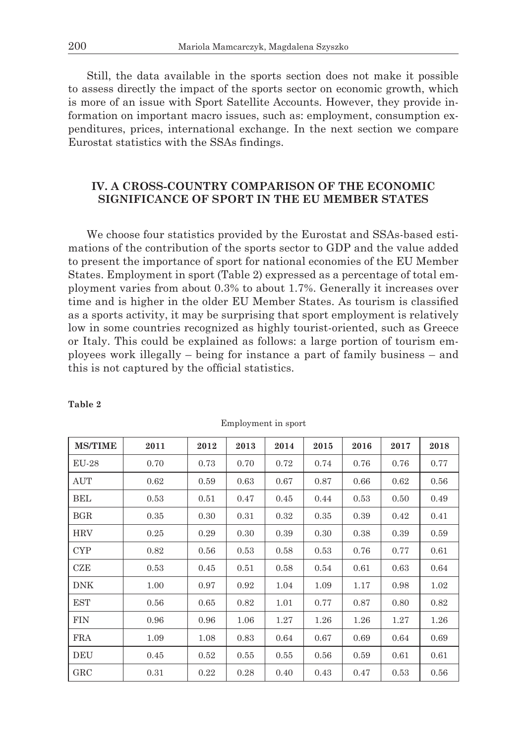Still, the data available in the sports section does not make it possible to assess directly the impact of the sports sector on economic growth, which is more of an issue with Sport Satellite Accounts. However, they provide information on important macro issues, such as: employment, consumption expenditures, prices, international exchange. In the next section we compare Eurostat statistics with the SSAs findings.

## IV. A CROSS-COUNTRY COMPARISON OF THE ECONOMIC SIGNIFICANCE OF SPORT IN THE EU MEMBER STATES

We choose four statistics provided by the Eurostat and SSAs-based estimations of the contribution of the sports sector to GDP and the value added to present the importance of sport for national economies of the EU Member States. Employment in sport (Table 2) expressed as a percentage of total employment varies from about 0.3% to about 1.7%. Generally it increases over time and is higher in the older EU Member States. As tourism is classified as a sports activity, it may be surprising that sport employment is relatively low in some countries recognized as highly tourist-oriented, such as Greece or Italy. This could be explained as follows: a large portion of tourism employees work illegally – being for instance a part of family business – and this is not captured by the official statistics.

**Table 2**

Employment in sport

| MS/TIME | 2011 | 2012 | 2013 | 2014 | 2015 | 2016 | 2017 | 2018 |
|---|---|---|---|---|---|---|---|---|
| EU-28 | 0.70 | 0.73 | 0.70 | 0.72 | 0.74 | 0.76 | 0.76 | 0.77 |
| AUT | 0.62 | 0.59 | 0.63 | 0.67 | 0.87 | 0.66 | 0.62 | 0.56 |
| BEL | 0.53 | 0.51 | 0.47 | 0.45 | 0.44 | 0.53 | 0.50 | 0.49 |
| BGR | 0.35 | 0.30 | 0.31 | 0.32 | 0.35 | 0.39 | 0.42 | 0.41 |
| HRV | 0.25 | 0.29 | 0.30 | 0.39 | 0.30 | 0.38 | 0.39 | 0.59 |
| CYP | 0.82 | 0.56 | 0.53 | 0.58 | 0.53 | 0.76 | 0.77 | 0.61 |
| CZE | 0.53 | 0.45 | 0.51 | 0.58 | 0.54 | 0.61 | 0.63 | 0.64 |
| DNK | 1.00 | 0.97 | 0.92 | 1.04 | 1.09 | 1.17 | 0.98 | 1.02 |
| EST | 0.56 | 0.65 | 0.82 | 1.01 | 0.77 | 0.87 | 0.80 | 0.82 |
| FIN | 0.96 | 0.96 | 1.06 | 1.27 | 1.26 | 1.26 | 1.27 | 1.26 |
| FRA | 1.09 | 1.08 | 0.83 | 0.64 | 0.67 | 0.69 | 0.64 | 0.69 |
| DEU | 0.45 | 0.52 | 0.55 | 0.55 | 0.56 | 0.59 | 0.61 | 0.61 |
| GRC | 0.31 | 0.22 | 0.28 | 0.40 | 0.43 | 0.47 | 0.53 | 0.56 |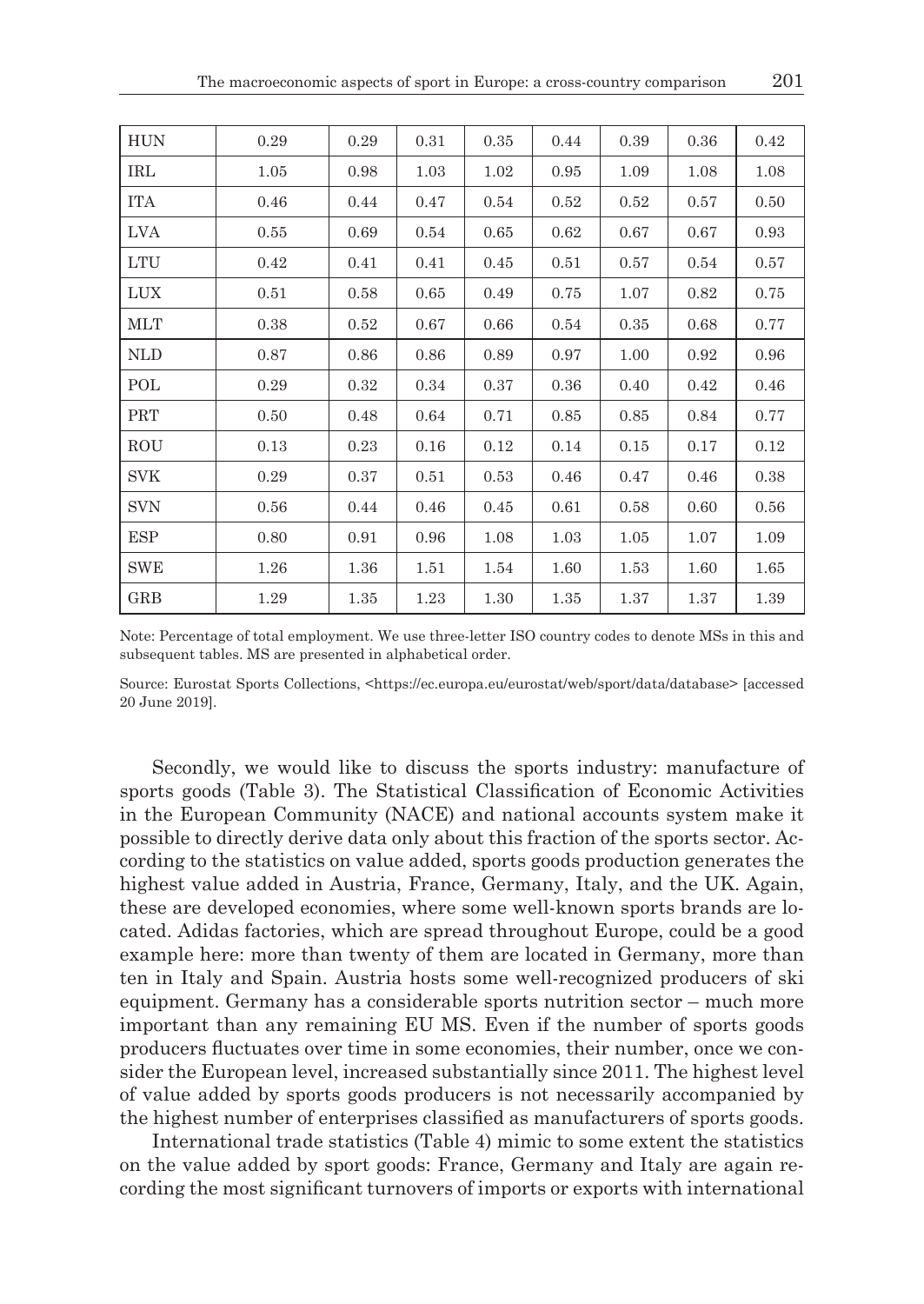| HUN | 0.29 | 0.29 | 0.31 | 0.35 | 0.44 | 0.39 | 0.36 | 0.42 |
|---|---|---|---|---|---|---|---|---|
| IRL | 1.05 | 0.98 | 1.03 | 1.02 | 0.95 | 1.09 | 1.08 | 1.08 |
| ITA | 0.46 | 0.44 | 0.47 | 0.54 | 0.52 | 0.52 | 0.57 | 0.50 |
| LVA | 0.55 | 0.69 | 0.54 | 0.65 | 0.62 | 0.67 | 0.67 | 0.93 |
| LTU | 0.42 | 0.41 | 0.41 | 0.45 | 0.51 | 0.57 | 0.54 | 0.57 |
| LUX | 0.51 | 0.58 | 0.65 | 0.49 | 0.75 | 1.07 | 0.82 | 0.75 |
| MLT | 0.38 | 0.52 | 0.67 | 0.66 | 0.54 | 0.35 | 0.68 | 0.77 |
| NLD | 0.87 | 0.86 | 0.86 | 0.89 | 0.97 | 1.00 | 0.92 | 0.96 |
| POL | 0.29 | 0.32 | 0.34 | 0.37 | 0.36 | 0.40 | 0.42 | 0.46 |
| PRT | 0.50 | 0.48 | 0.64 | 0.71 | 0.85 | 0.85 | 0.84 | 0.77 |
| ROU | 0.13 | 0.23 | 0.16 | 0.12 | 0.14 | 0.15 | 0.17 | 0.12 |
| SVK | 0.29 | 0.37 | 0.51 | 0.53 | 0.46 | 0.47 | 0.46 | 0.38 |
| SVN | 0.56 | 0.44 | 0.46 | 0.45 | 0.61 | 0.58 | 0.60 | 0.56 |
| ESP | 0.80 | 0.91 | 0.96 | 1.08 | 1.03 | 1.05 | 1.07 | 1.09 |
| SWE | 1.26 | 1.36 | 1.51 | 1.54 | 1.60 | 1.53 | 1.60 | 1.65 |
| GRB | 1.29 | 1.35 | 1.23 | 1.30 | 1.35 | 1.37 | 1.37 | 1.39 |

Note: Percentage of total employment. We use three-letter ISO country codes to denote MSs in this and subsequent tables. MS are presented in alphabetical order.

Source: Eurostat Sports Collections, <https://ec.europa.eu/eurostat/web/sport/data/database> [accessed 20 June 2019].

Secondly, we would like to discuss the sports industry: manufacture of sports goods (Table 3). The Statistical Classification of Economic Activities in the European Community (NACE) and national accounts system make it possible to directly derive data only about this fraction of the sports sector. According to the statistics on value added, sports goods production generates the highest value added in Austria, France, Germany, Italy, and the UK. Again, these are developed economies, where some well-known sports brands are located. Adidas factories, which are spread throughout Europe, could be a good example here: more than twenty of them are located in Germany, more than ten in Italy and Spain. Austria hosts some well-recognized producers of ski equipment. Germany has a considerable sports nutrition sector – much more important than any remaining EU MS. Even if the number of sports goods producers fluctuates over time in some economies, their number, once we consider the European level, increased substantially since 2011. The highest level of value added by sports goods producers is not necessarily accompanied by the highest number of enterprises classified as manufacturers of sports goods.

International trade statistics (Table 4) mimic to some extent the statistics on the value added by sport goods: France, Germany and Italy are again recording the most significant turnovers of imports or exports with international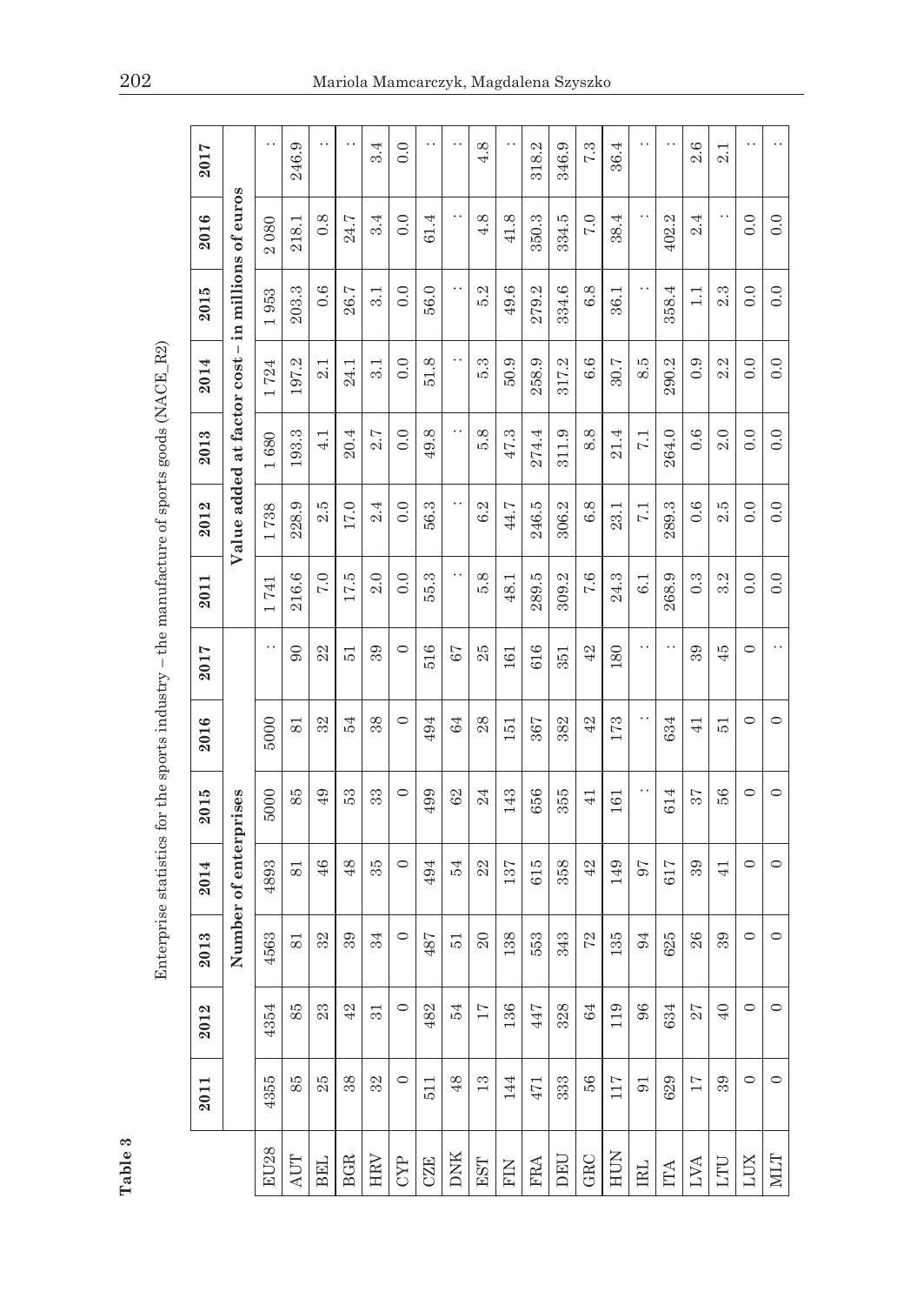**Table 3**

Enterprise statistics for the sports industry – the manufacture of sports goods (NACE_R2)

| | 2011 | 2012 | 2013 | 2014 | 2015 | 2016 | 2017 | 2011 | 2012 | 2013 | 2014 | 2015 | 2016 | 2017 |
|---|---|---|---|---|---|---|---|---|---|---|---|---|---|---|
| | Number of enterprises | | | | | | | Value added at factor cost – in millions of euros | | | | | | |
| EU28 | 4355 | 4354 | 4563 | 4893 | 5000 | 5000 | : | 1 741 | 1 738 | 1 680 | 1 724 | 1 953 | 2 080 | : |
| AUT | 85 | 85 | 81 | 81 | 85 | 81 | 90 | 216.6 | 228.9 | 193.3 | 197.2 | 203.3 | 218.1 | 246.9 |
| BEL | 25 | 23 | 32 | 46 | 49 | 32 | 22 | 7.0 | 2.5 | 4.1 | 2.1 | 0.6 | 0.8 | : |
| BGR | 38 | 42 | 39 | 48 | 53 | 54 | 51 | 17.5 | 17.0 | 20.4 | 24.1 | 26.7 | 24.7 | : |
| HRV | 32 | 31 | 34 | 35 | 33 | 38 | 39 | 2.0 | 2.4 | 2.7 | 3.1 | 3.1 | 3.4 | 3.4 |
| CYP | 0 | 0 | 0 | 0 | 0 | 0 | 0 | 0.0 | 0.0 | 0.0 | 0.0 | 0.0 | 0.0 | 0.0 |
| CZE | 511 | 482 | 487 | 494 | 499 | 494 | 516 | 55.3 | 56.3 | 49.8 | 51.8 | 56.0 | 61.4 | : |
| DNK | 48 | 54 | 51 | 54 | 62 | 64 | 67 | : | : | : | : | : | : | : |
| EST | 13 | 17 | 20 | 22 | 24 | 28 | 25 | 5.8 | 6.2 | 5.8 | 5.3 | 5.2 | 4.8 | 4.8 |
| FIN | 144 | 136 | 138 | 137 | 143 | 151 | 161 | 48.1 | 44.7 | 47.3 | 50.9 | 49.6 | 41.8 | : |
| FRA | 471 | 447 | 553 | 615 | 656 | 367 | 616 | 289.5 | 246.5 | 274.4 | 258.9 | 279.2 | 350.3 | 318.2 |
| DEU | 333 | 328 | 343 | 358 | 355 | 382 | 351 | 309.2 | 306.2 | 311.9 | 317.2 | 334.6 | 334.5 | 346.9 |
| GRC | 56 | 64 | 72 | 42 | 41 | 42 | 42 | 7.6 | 6.8 | 8.8 | 6.6 | 6.8 | 7.0 | 7.3 |
| HUN | 117 | 119 | 135 | 149 | 161 | 173 | 180 | 24.3 | 23.1 | 21.4 | 30.7 | 36.1 | 38.4 | 36.4 |
| IRL | 91 | 96 | 94 | 97 | : | : | : | 6.1 | 7.1 | 7.1 | 8.5 | : | : | : |
| ITA | 629 | 634 | 625 | 617 | 614 | 634 | : | 268.9 | 289.3 | 264.0 | 290.2 | 358.4 | 402.2 | : |
| LVA | 17 | 27 | 26 | 39 | 37 | 41 | 39 | 0.3 | 0.6 | 0.6 | 0.9 | 1.1 | 2.4 | 2.6 |
| LTU | 39 | 40 | 39 | 41 | 56 | 51 | 45 | 3.2 | 2.5 | 2.0 | 2.2 | 2.3 | : | 2.1 |
| LUX | 0 | 0 | 0 | 0 | 0 | 0 | 0 | 0.0 | 0.0 | 0.0 | 0.0 | 0.0 | 0.0 | : |
| MLT | 0 | 0 | 0 | 0 | 0 | 0 | : | 0.0 | 0.0 | 0.0 | 0.0 | 0.0 | 0.0 | : |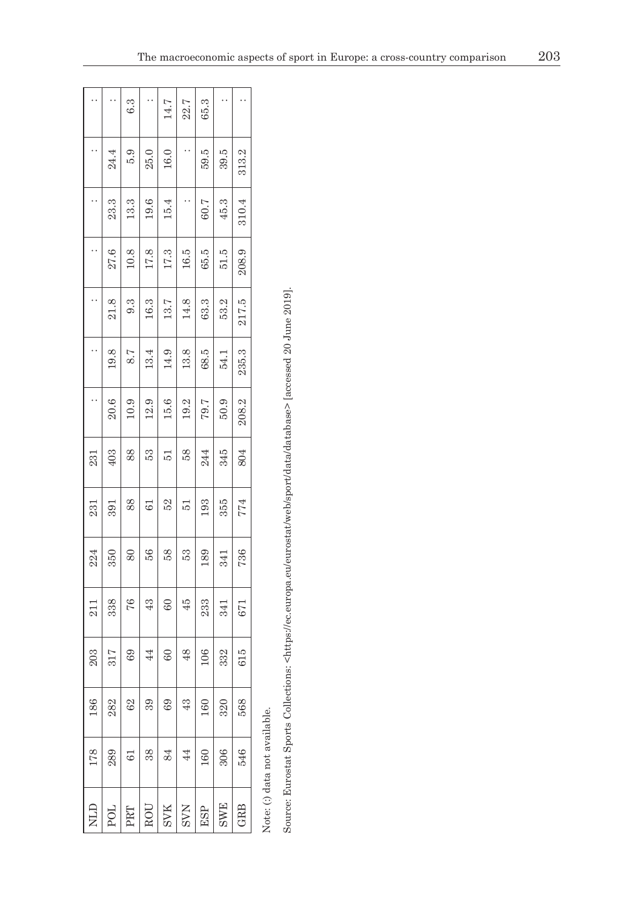| | | | | | | | | | | | | | | |
|---|---|---|---|---|---|---|---|---|---|---|---|---|---|---|
| NLD | 178 | 186 | 203 | 211 | 224 | 231 | 231 | : | : | : | : | : | : | : |
| POL | 289 | 282 | 317 | 338 | 350 | 391 | 403 | 20.6 | 19.8 | 21.8 | 27.6 | 23.3 | 24.4 | : |
| PRT | 61 | 62 | 69 | 76 | 80 | 88 | 88 | 10.9 | 8.7 | 9.3 | 10.8 | 13.3 | 5.9 | 6.3 |
| ROU | 38 | 39 | 44 | 43 | 56 | 61 | 53 | 12.9 | 13.4 | 16.3 | 17.8 | 19.6 | 25.0 | : |
| SVK | 84 | 69 | 60 | 60 | 58 | 52 | 51 | 15.6 | 14.9 | 13.7 | 17.3 | 15.4 | 16.0 | 14.7 |
| SVN | 44 | 43 | 48 | 45 | 53 | 51 | 58 | 19.2 | 13.8 | 14.8 | 16.5 | : | : | 22.7 |
| ESP | 160 | 160 | 106 | 233 | 189 | 193 | 244 | 79.7 | 68.5 | 63.3 | 65.5 | 60.7 | 59.5 | 65.3 |
| SWE | 306 | 320 | 332 | 341 | 341 | 355 | 345 | 50.9 | 54.1 | 53.2 | 51.5 | 45.3 | 39.5 | : |
| GRB | 546 | 568 | 615 | 671 | 736 | 774 | 804 | 208.2 | 235.3 | 217.5 | 208.9 | 310.4 | 313.2 | : |

Note: (:) data not available.

Source: Eurostat Sports Collections: <https://ec.europa.eu/eurostat/web/sport/data/database> [accessed 20 June 2019].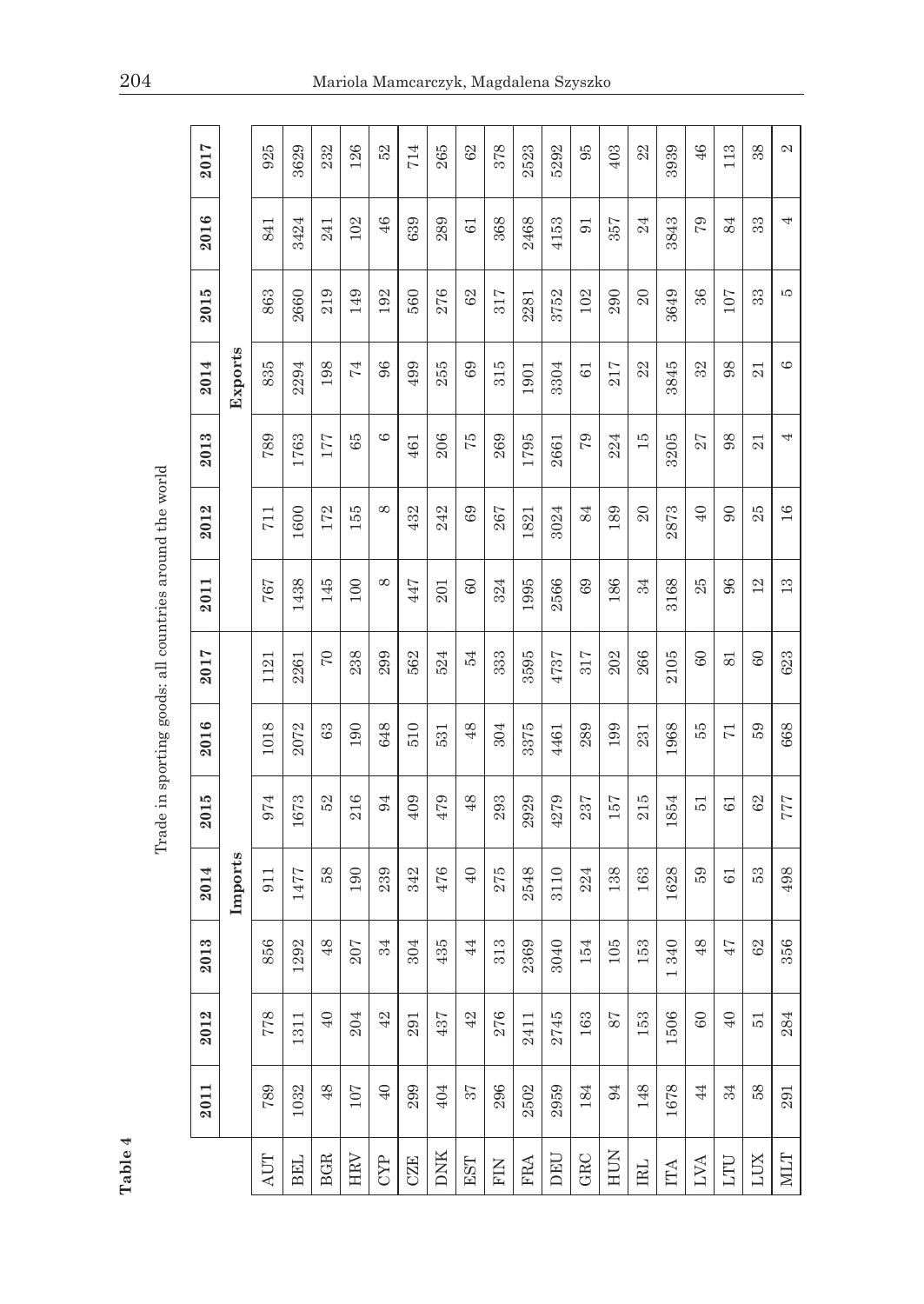**Table 4**

Trade in sporting goods: all countries around the world

| | 2011 | 2012 | 2013 | 2014 | 2015 | 2016 | 2017 | 2011 | 2012 | 2013 | 2014 | 2015 | 2016 | 2017 |
|---|---|---|---|---|---|---|---|---|---|---|---|---|---|---|
| | Imports | | | | | | | Exports | | | | | | |
| AUT | 789 | 778 | 856 | 911 | 974 | 1018 | 1121 | 767 | 711 | 789 | 835 | 863 | 841 | 925 |
| BEL | 1032 | 1311 | 1292 | 1477 | 1673 | 2072 | 2261 | 1438 | 1600 | 1763 | 2294 | 2660 | 3424 | 3629 |
| BGR | 48 | 40 | 48 | 58 | 52 | 63 | 70 | 145 | 172 | 177 | 198 | 219 | 241 | 232 |
| HRV | 107 | 204 | 207 | 190 | 216 | 190 | 238 | 100 | 155 | 65 | 74 | 149 | 102 | 126 |
| CYP | 40 | 42 | 34 | 239 | 94 | 648 | 299 | 8 | 8 | 6 | 96 | 192 | 46 | 52 |
| CZE | 299 | 291 | 304 | 342 | 409 | 510 | 562 | 447 | 432 | 461 | 499 | 560 | 639 | 714 |
| DNK | 404 | 437 | 435 | 476 | 479 | 531 | 524 | 201 | 242 | 206 | 255 | 276 | 289 | 265 |
| EST | 37 | 42 | 44 | 40 | 48 | 48 | 54 | 60 | 69 | 75 | 69 | 62 | 61 | 62 |
| FIN | 296 | 276 | 313 | 275 | 293 | 304 | 333 | 324 | 267 | 269 | 315 | 317 | 368 | 378 |
| FRA | 2502 | 2411 | 2369 | 2548 | 2929 | 3375 | 3595 | 1995 | 1821 | 1795 | 1901 | 2281 | 2468 | 2523 |
| DEU | 2959 | 2745 | 3040 | 3110 | 4279 | 4461 | 4737 | 2566 | 3024 | 2661 | 3304 | 3752 | 4153 | 5292 |
| GRC | 184 | 163 | 154 | 224 | 237 | 289 | 317 | 69 | 84 | 79 | 61 | 102 | 91 | 95 |
| HUN | 94 | 87 | 105 | 138 | 157 | 199 | 202 | 186 | 189 | 224 | 217 | 290 | 357 | 403 |
| IRL | 148 | 153 | 153 | 163 | 215 | 231 | 266 | 34 | 20 | 15 | 22 | 20 | 24 | 22 |
| ITA | 1678 | 1506 | 1 340 | 1628 | 1854 | 1968 | 2105 | 3168 | 2873 | 3205 | 3845 | 3649 | 3843 | 3939 |
| LVA | 44 | 60 | 48 | 59 | 51 | 55 | 60 | 25 | 40 | 27 | 32 | 36 | 79 | 46 |
| LTU | 34 | 40 | 47 | 61 | 61 | 71 | 81 | 96 | 90 | 98 | 98 | 107 | 84 | 113 |
| LUX | 58 | 51 | 62 | 53 | 62 | 59 | 60 | 12 | 25 | 21 | 21 | 33 | 33 | 38 |
| MLT | 291 | 284 | 356 | 498 | 777 | 668 | 623 | 13 | 16 | 4 | 6 | 5 | 4 | 2 |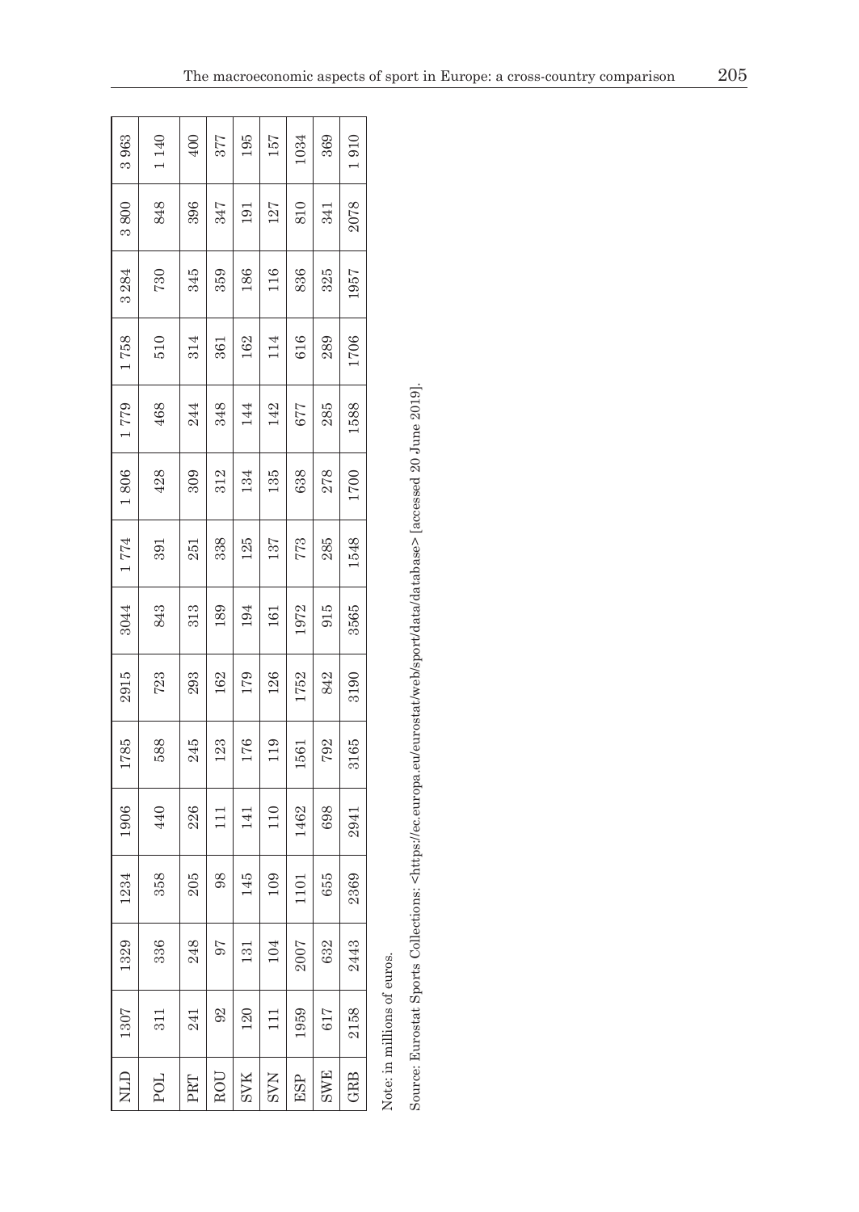| NLD | 1307 | 1329 | 1234 | 1906 | 1785 | 2915 | 3044 | 1 774 | 1 806 | 1 779 | 1 758 | 3 284 | 3 800 | 3 963 |
|---|---|---|---|---|---|---|---|---|---|---|---|---|---|---|
| POL | 311 | 336 | 358 | 440 | 588 | 723 | 843 | 391 | 428 | 468 | 510 | 730 | 848 | 1 140 |
| PRT | 241 | 248 | 205 | 226 | 245 | 293 | 313 | 251 | 309 | 244 | 314 | 345 | 396 | 400 |
| ROU | 92 | 97 | 98 | 111 | 123 | 162 | 189 | 338 | 312 | 348 | 361 | 359 | 347 | 377 |
| SVK | 120 | 131 | 145 | 141 | 176 | 179 | 194 | 125 | 134 | 144 | 162 | 186 | 191 | 195 |
| SVN | 111 | 104 | 109 | 110 | 119 | 126 | 161 | 137 | 135 | 142 | 114 | 116 | 127 | 157 |
| ESP | 1959 | 2007 | 1101 | 1462 | 1561 | 1752 | 1972 | 773 | 638 | 677 | 616 | 836 | 810 | 1034 |
| SWE | 617 | 632 | 655 | 698 | 792 | 842 | 915 | 285 | 278 | 285 | 289 | 325 | 341 | 369 |
| GRB | 2158 | 2443 | 2369 | 2941 | 3165 | 3190 | 3565 | 1548 | 1700 | 1588 | 1706 | 1957 | 2078 | 1 910 |

Note: in millions of euros.

Source: Eurostat Sports Collections: <https://ec.europa.eu/eurostat/web/sport/data/database> [accessed 20 June 2019].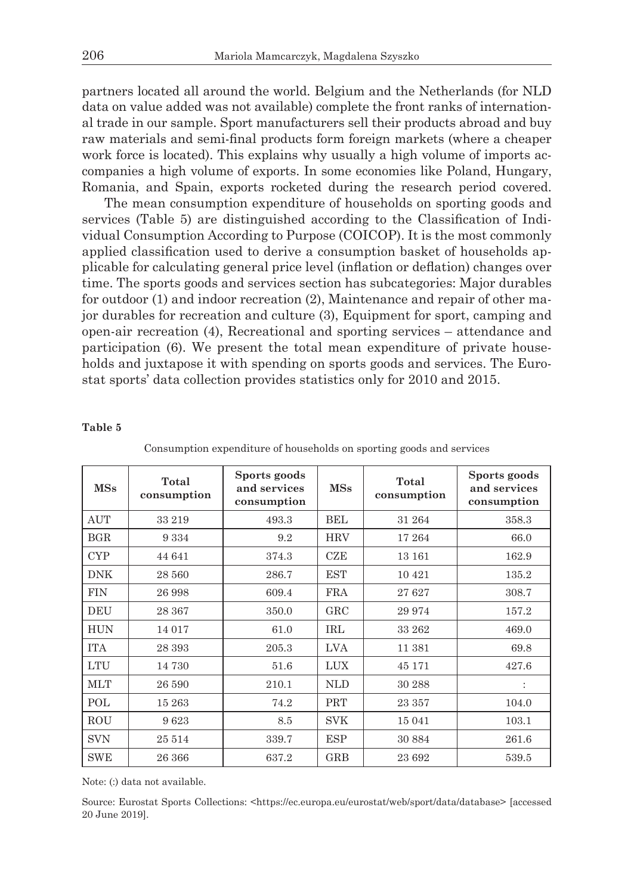partners located all around the world. Belgium and the Netherlands (for NLD data on value added was not available) complete the front ranks of international trade in our sample. Sport manufacturers sell their products abroad and buy raw materials and semi-final products form foreign markets (where a cheaper work force is located). This explains why usually a high volume of imports accompanies a high volume of exports. In some economies like Poland, Hungary, Romania, and Spain, exports rocketed during the research period covered.

The mean consumption expenditure of households on sporting goods and services (Table 5) are distinguished according to the Classification of Individual Consumption According to Purpose (COICOP). It is the most commonly applied classification used to derive a consumption basket of households applicable for calculating general price level (inflation or deflation) changes over time. The sports goods and services section has subcategories: Major durables for outdoor (1) and indoor recreation (2), Maintenance and repair of other major durables for recreation and culture (3), Equipment for sport, camping and open-air recreation (4), Recreational and sporting services – attendance and participation (6). We present the total mean expenditure of private households and juxtapose it with spending on sports goods and services. The Eurostat sports' data collection provides statistics only for 2010 and 2015.

**Table 5**

Consumption expenditure of households on sporting goods and services

| MSs | Total consumption | Sports goods and services consumption | MSs | Total consumption | Sports goods and services consumption |
|---|---|---|---|---|---|
| AUT | 33 219 | 493.3 | BEL | 31 264 | 358.3 |
| BGR | 9 334 | 9.2 | HRV | 17 264 | 66.0 |
| CYP | 44 641 | 374.3 | CZE | 13 161 | 162.9 |
| DNK | 28 560 | 286.7 | EST | 10 421 | 135.2 |
| FIN | 26 998 | 609.4 | FRA | 27 627 | 308.7 |
| DEU | 28 367 | 350.0 | GRC | 29 974 | 157.2 |
| HUN | 14 017 | 61.0 | IRL | 33 262 | 469.0 |
| ITA | 28 393 | 205.3 | LVA | 11 381 | 69.8 |
| LTU | 14 730 | 51.6 | LUX | 45 171 | 427.6 |
| MLT | 26 590 | 210.1 | NLD | 30 288 | : |
| POL | 15 263 | 74.2 | PRT | 23 357 | 104.0 |
| ROU | 9 623 | 8.5 | SVK | 15 041 | 103.1 |
| SVN | 25 514 | 339.7 | ESP | 30 884 | 261.6 |
| SWE | 26 366 | 637.2 | GRB | 23 692 | 539.5 |

Note: (:) data not available.

Source: Eurostat Sports Collections: <https://ec.europa.eu/eurostat/web/sport/data/database> [accessed 20 June 2019].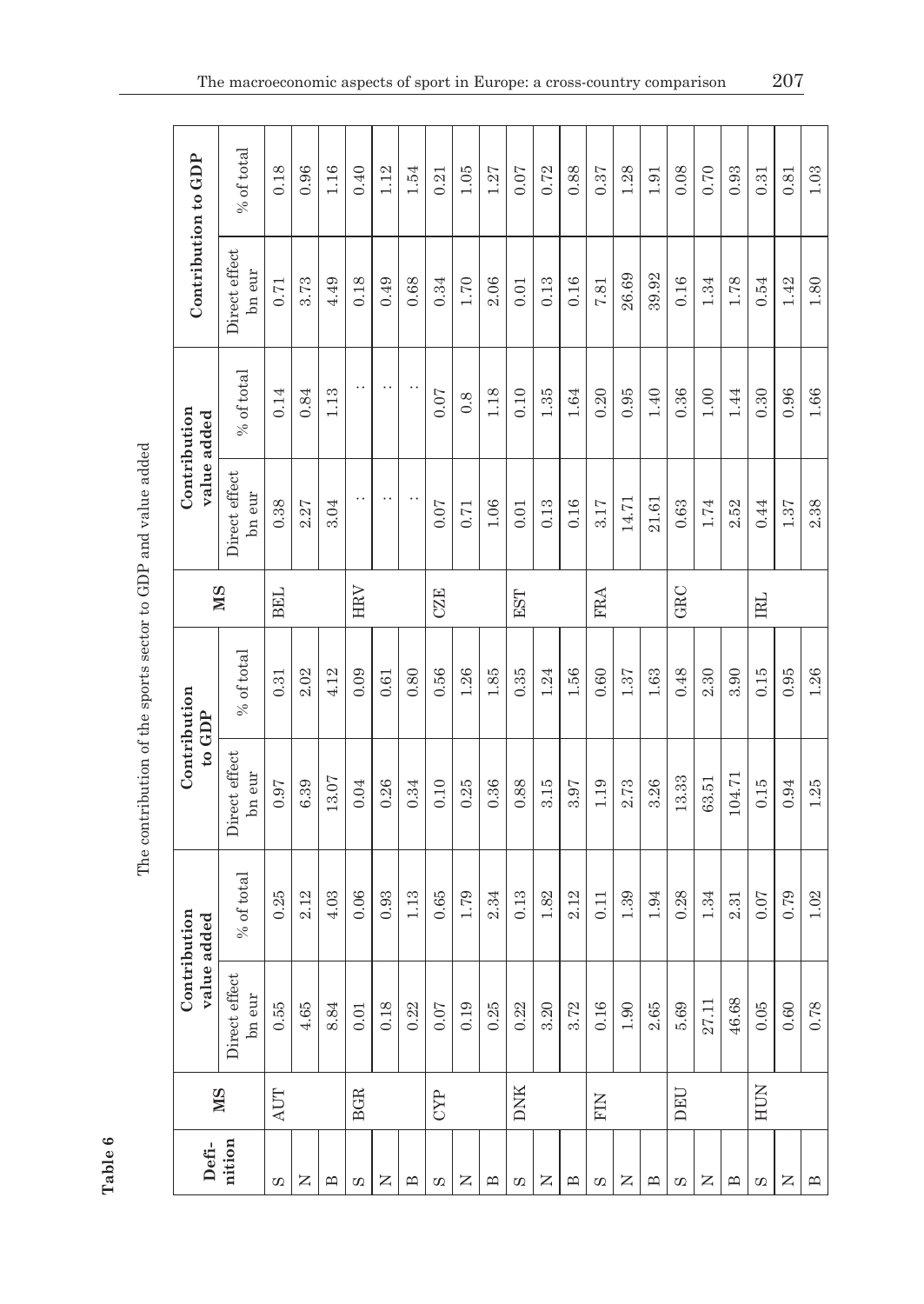**Table 6**

The contribution of the sports sector to GDP and value added

| Definition | MS | Contribution value added | | Contribution to GDP | | MS | Contribution value added | | Contribution to GDP | |
|---|---|---|---|---|---|---|---|---|---|---|
| | | Direct effect bn eur | % of total | Direct effect bn eur | % of total | | Direct effect bn eur | % of total | Direct effect bn eur | % of total |
| S | AUT | 0.55 | 0.25 | 0.97 | 0.31 | BEL | 0.38 | 0.14 | 0.71 | 0.18 |
| N | | 4.65 | 2.12 | 6.39 | 2.02 | | 2.27 | 0.84 | 3.73 | 0.96 |
| B | | 8.84 | 4.03 | 13.07 | 4.12 | | 3.04 | 1.13 | 4.49 | 1.16 |
| S | BGR | 0.01 | 0.06 | 0.04 | 0.09 | HRV | : | : | 0.18 | 0.40 |
| N | | 0.18 | 0.93 | 0.26 | 0.61 | | : | : | 0.49 | 1.12 |
| B | | 0.22 | 1.13 | 0.34 | 0.80 | | : | : | 0.68 | 1.54 |
| S | CYP | 0.07 | 0.65 | 0.10 | 0.56 | CZE | 0.07 | 0.07 | 0.34 | 0.21 |
| N | | 0.19 | 1.79 | 0.25 | 1.26 | | 0.71 | 0.8 | 1.70 | 1.05 |
| B | | 0.25 | 2.34 | 0.36 | 1.85 | | 1.06 | 1.18 | 2.06 | 1.27 |
| S | DNK | 0.22 | 0.13 | 0.88 | 0.35 | EST | 0.01 | 0.10 | 0.01 | 0.07 |
| N | | 3.20 | 1.82 | 3.15 | 1.24 | | 0.13 | 1.35 | 0.13 | 0.72 |
| B | | 3.72 | 2.12 | 3.97 | 1.56 | | 0.16 | 1.64 | 0.16 | 0.88 |
| S | FIN | 0.16 | 0.11 | 1.19 | 0.60 | FRA | 3.17 | 0.20 | 7.81 | 0.37 |
| N | | 1.90 | 1.39 | 2.73 | 1.37 | | 14.71 | 0.95 | 26.69 | 1.28 |
| B | | 2.65 | 1.94 | 3.26 | 1.63 | | 21.61 | 1.40 | 39.92 | 1.91 |
| S | DEU | 5.69 | 0.28 | 13.33 | 0.48 | GRC | 0.63 | 0.36 | 0.16 | 0.08 |
| N | | 27.11 | 1.34 | 63.51 | 2.30 | | 1.74 | 1.00 | 1.34 | 0.70 |
| B | | 46.68 | 2.31 | 104.71 | 3.90 | | 2.52 | 1.44 | 1.78 | 0.93 |
| S | HUN | 0.05 | 0.07 | 0.15 | 0.15 | IRL | 0.44 | 0.30 | 0.54 | 0.31 |
| N | | 0.60 | 0.79 | 0.94 | 0.95 | | 1.37 | 0.96 | 1.42 | 0.81 |
| B | | 0.78 | 1.02 | 1.25 | 1.26 | | 2.38 | 1.66 | 1.80 | 1.03 |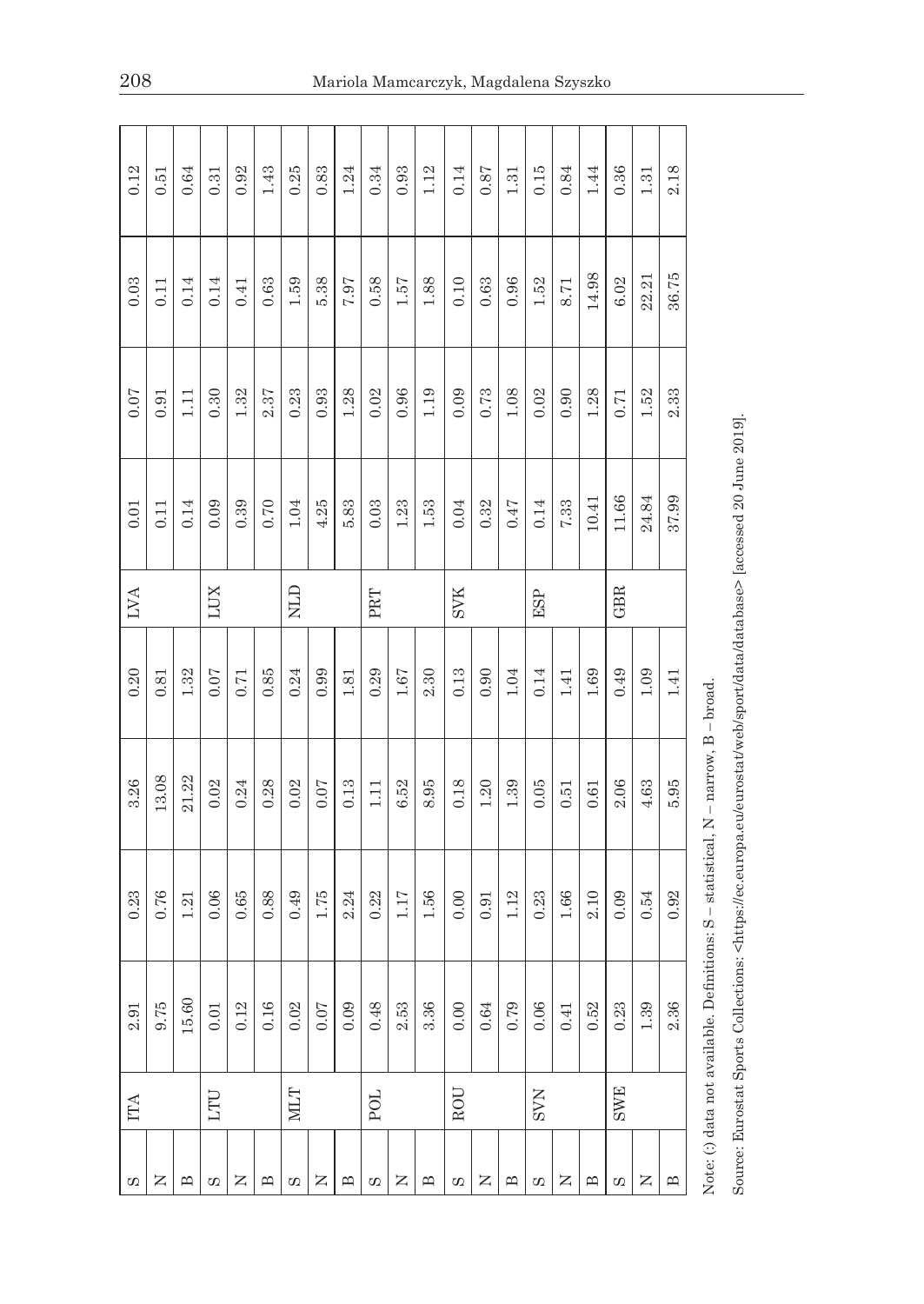| | | | | | | | | | | |
|---|---|---|---|---|---|---|---|---|---|---|
| S | ITA | 2.91 | 0.23 | 3.26 | 0.20 | LVA | 0.01 | 0.07 | 0.03 | 0.12 |
| N | | 9.75 | 0.76 | 13.08 | 0.81 | | 0.11 | 0.91 | 0.11 | 0.51 |
| B | | 15.60 | 1.21 | 21.22 | 1.32 | | 0.14 | 1.11 | 0.14 | 0.64 |
| S | LTU | 0.01 | 0.06 | 0.02 | 0.07 | LUX | 0.09 | 0.30 | 0.14 | 0.31 |
| N | | 0.12 | 0.65 | 0.24 | 0.71 | | 0.39 | 1.32 | 0.41 | 0.92 |
| B | | 0.16 | 0.88 | 0.28 | 0.85 | | 0.70 | 2.37 | 0.63 | 1.43 |
| S | MLT | 0.02 | 0.49 | 0.02 | 0.24 | NLD | 1.04 | 0.23 | 1.59 | 0.25 |
| N | | 0.07 | 1.75 | 0.07 | 0.99 | | 4.25 | 0.93 | 5.38 | 0.83 |
| B | | 0.09 | 2.24 | 0.13 | 1.81 | | 5.83 | 1.28 | 7.97 | 1.24 |
| S | POL | 0.48 | 0.22 | 1.11 | 0.29 | PRT | 0.03 | 0.02 | 0.58 | 0.34 |
| N | | 2.53 | 1.17 | 6.52 | 1.67 | | 1.23 | 0.96 | 1.57 | 0.93 |
| B | | 3.36 | 1.56 | 8.95 | 2.30 | | 1.53 | 1.19 | 1.88 | 1.12 |
| S | ROU | 0.00 | 0.00 | 0.18 | 0.13 | SVK | 0.04 | 0.09 | 0.10 | 0.14 |
| N | | 0.64 | 0.91 | 1.20 | 0.90 | | 0.32 | 0.73 | 0.63 | 0.87 |
| B | | 0.79 | 1.12 | 1.39 | 1.04 | | 0.47 | 1.08 | 0.96 | 1.31 |
| S | SVN | 0.06 | 0.23 | 0.05 | 0.14 | ESP | 0.14 | 0.02 | 1.52 | 0.15 |
| N | | 0.41 | 1.66 | 0.51 | 1.41 | | 7.33 | 0.90 | 8.71 | 0.84 |
| B | | 0.52 | 2.10 | 0.61 | 1.69 | | 10.41 | 1.28 | 14.98 | 1.44 |
| S | SWE | 0.23 | 0.09 | 2.06 | 0.49 | GBR | 11.66 | 0.71 | 6.02 | 0.36 |
| N | | 1.39 | 0.54 | 4.63 | 1.09 | | 24.84 | 1.52 | 22.21 | 1.31 |
| B | | 2.36 | 0.92 | 5.95 | 1.41 | | 37.99 | 2.33 | 36.75 | 2.18 |

Note: (:) data not available. Definitions: S – statistical, N – narrow, B – broad.

Source: Eurostat Sports Collections: <https://ec.europa.eu/eurostat/web/sport/data/database> [accessed 20 June 2019].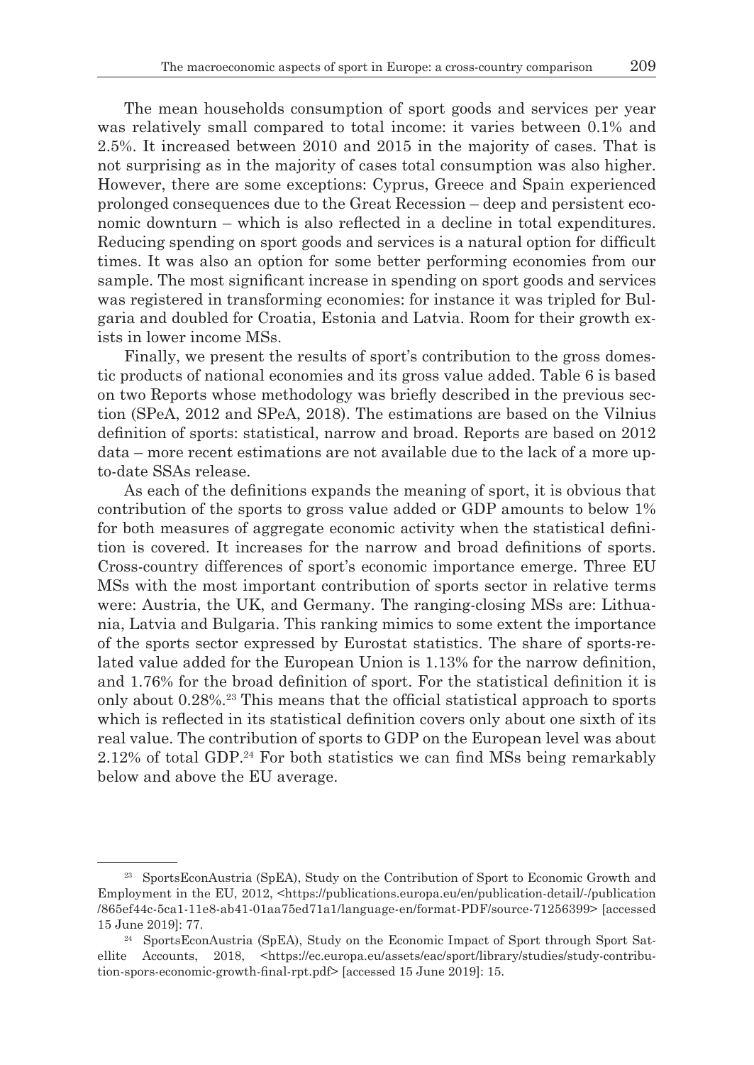The mean households consumption of sport goods and services per year was relatively small compared to total income: it varies between 0.1% and 2.5%. It increased between 2010 and 2015 in the majority of cases. That is not surprising as in the majority of cases total consumption was also higher. However, there are some exceptions: Cyprus, Greece and Spain experienced prolonged consequences due to the Great Recession – deep and persistent economic downturn – which is also reflected in a decline in total expenditures. Reducing spending on sport goods and services is a natural option for difficult times. It was also an option for some better performing economies from our sample. The most significant increase in spending on sport goods and services was registered in transforming economies: for instance it was tripled for Bulgaria and doubled for Croatia, Estonia and Latvia. Room for their growth exists in lower income MSs.

Finally, we present the results of sport's contribution to the gross domestic products of national economies and its gross value added. Table 6 is based on two Reports whose methodology was briefly described in the previous section (SPeA, 2012 and SPeA, 2018). The estimations are based on the Vilnius definition of sports: statistical, narrow and broad. Reports are based on 2012 data – more recent estimations are not available due to the lack of a more up-to-date SSAs release.

As each of the definitions expands the meaning of sport, it is obvious that contribution of the sports to gross value added or GDP amounts to below 1% for both measures of aggregate economic activity when the statistical definition is covered. It increases for the narrow and broad definitions of sports. Cross-country differences of sport's economic importance emerge. Three EU MSs with the most important contribution of sports sector in relative terms were: Austria, the UK, and Germany. The ranging-closing MSs are: Lithuania, Latvia and Bulgaria. This ranking mimics to some extent the importance of the sports sector expressed by Eurostat statistics. The share of sports-related value added for the European Union is 1.13% for the narrow definition, and 1.76% for the broad definition of sport. For the statistical definition it is only about 0.28%.[23] This means that the official statistical approach to sports which is reflected in its statistical definition covers only about one sixth of its real value. The contribution of sports to GDP on the European level was about 2.12% of total GDP.[24] For both statistics we can find MSs being remarkably below and above the EU average.

---

[23] SportsEconAustria (SpEA), Study on the Contribution of Sport to Economic Growth and Employment in the EU, 2012, <https://publications.europa.eu/en/publication-detail/-/publication/865ef44c-5ca1-11e8-ab41-01aa75ed71a1/language-en/format-PDF/source-71256399> [accessed 15 June 2019]: 77.

[24] SportsEconAustria (SpEA), Study on the Economic Impact of Sport through Sport Satellite Accounts, 2018, <https://ec.europa.eu/assets/eac/sport/library/studies/study-contribution-spors-economic-growth-final-rpt.pdf> [accessed 15 June 2019]: 15.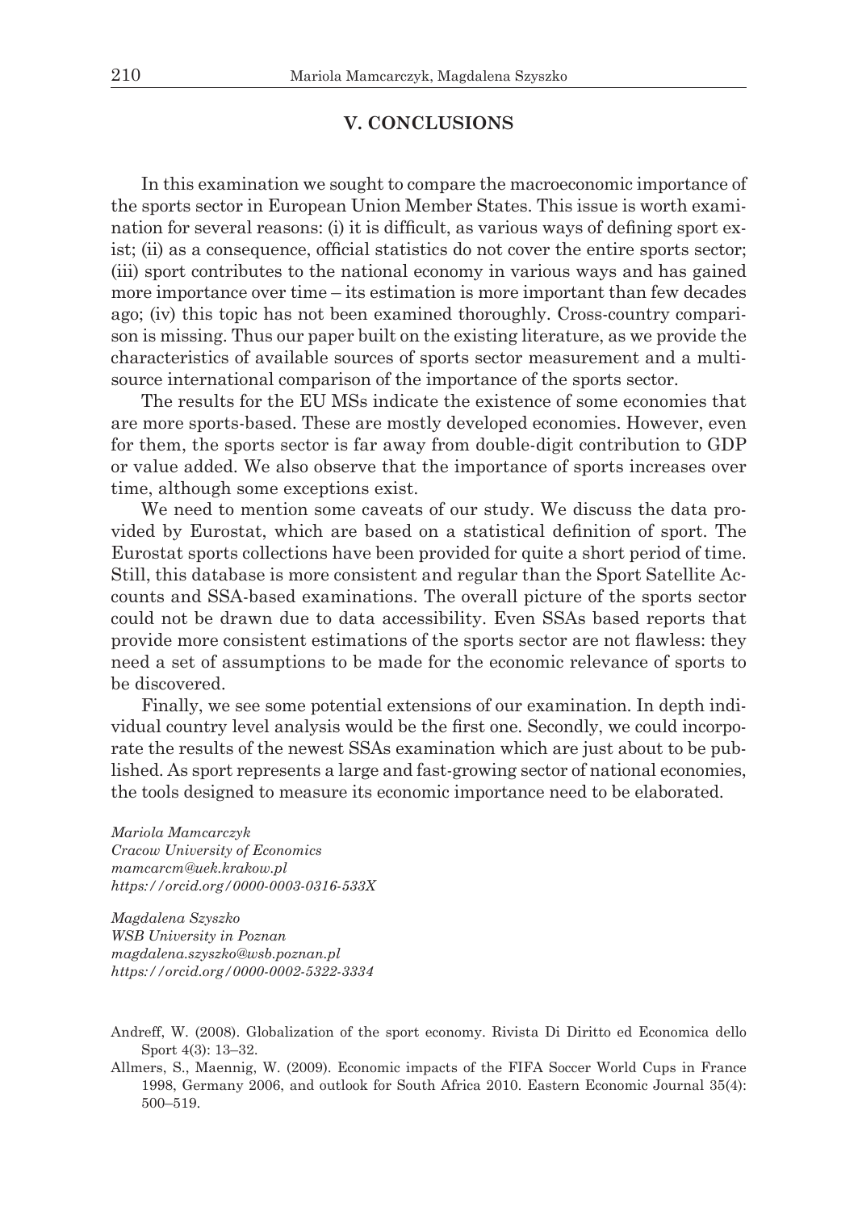## V. CONCLUSIONS

In this examination we sought to compare the macroeconomic importance of the sports sector in European Union Member States. This issue is worth examination for several reasons: (i) it is difficult, as various ways of defining sport exist; (ii) as a consequence, official statistics do not cover the entire sports sector; (iii) sport contributes to the national economy in various ways and has gained more importance over time – its estimation is more important than few decades ago; (iv) this topic has not been examined thoroughly. Cross-country comparison is missing. Thus our paper built on the existing literature, as we provide the characteristics of available sources of sports sector measurement and a multisource international comparison of the importance of the sports sector.

The results for the EU MSs indicate the existence of some economies that are more sports-based. These are mostly developed economies. However, even for them, the sports sector is far away from double-digit contribution to GDP or value added. We also observe that the importance of sports increases over time, although some exceptions exist.

We need to mention some caveats of our study. We discuss the data provided by Eurostat, which are based on a statistical definition of sport. The Eurostat sports collections have been provided for quite a short period of time. Still, this database is more consistent and regular than the Sport Satellite Accounts and SSA-based examinations. The overall picture of the sports sector could not be drawn due to data accessibility. Even SSAs based reports that provide more consistent estimations of the sports sector are not flawless: they need a set of assumptions to be made for the economic relevance of sports to be discovered.

Finally, we see some potential extensions of our examination. In depth individual country level analysis would be the first one. Secondly, we could incorporate the results of the newest SSAs examination which are just about to be published. As sport represents a large and fast-growing sector of national economies, the tools designed to measure its economic importance need to be elaborated.

*Mariola Mamcarczyk*
*Cracow University of Economics*
*mamcarcm@uek.krakow.pl*
*https://orcid.org/0000-0003-0316-533X*

*Magdalena Szyszko*
*WSB University in Poznan*
*magdalena.szyszko@wsb.poznan.pl*
*https://orcid.org/0000-0002-5322-3334*

Andreff, W. (2008). Globalization of the sport economy. Rivista Di Diritto ed Economica dello Sport 4(3): 13–32.

Allmers, S., Maennig, W. (2009). Economic impacts of the FIFA Soccer World Cups in France 1998, Germany 2006, and outlook for South Africa 2010. Eastern Economic Journal 35(4): 500–519.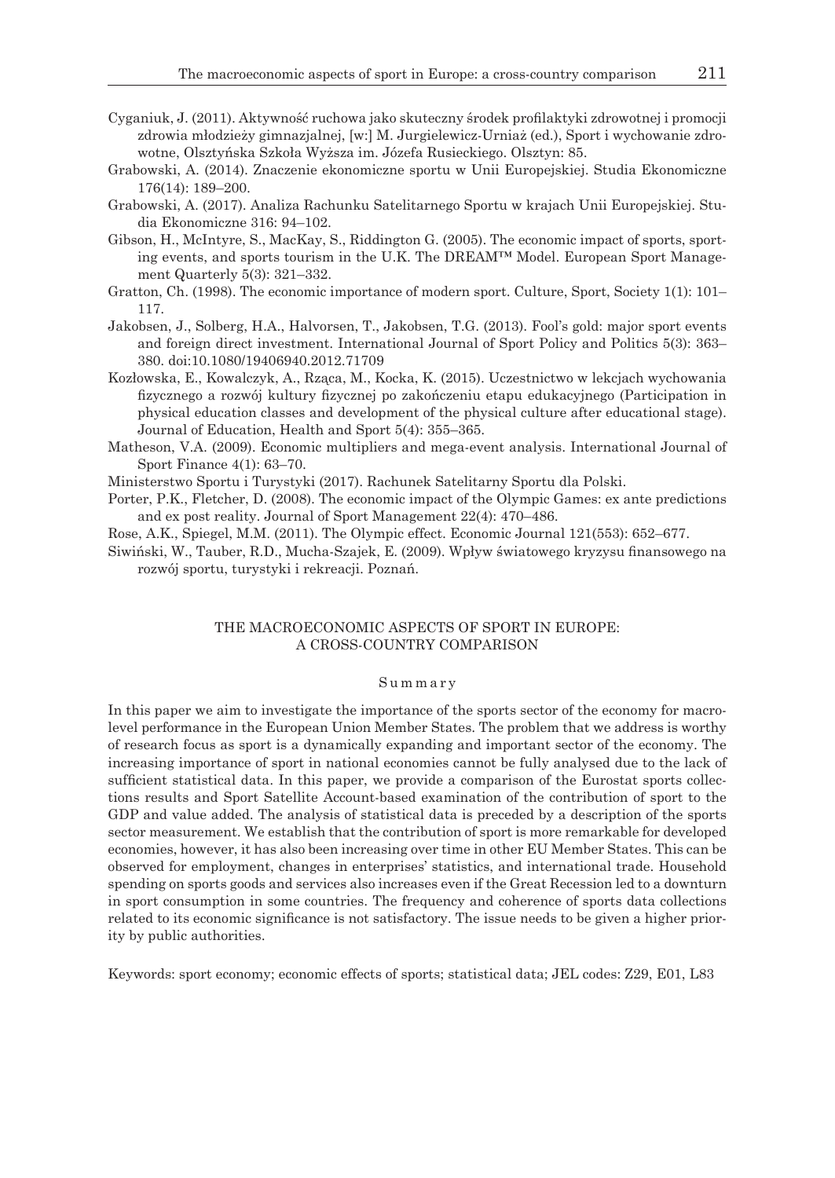Cyganiuk, J. (2011). Aktywność ruchowa jako skuteczny środek profilaktyki zdrowotnej i promocji zdrowia młodzieży gimnazjalnej, [w:] M. Jurgielewicz-Urniaż (ed.), Sport i wychowanie zdrowotne, Olsztyńska Szkoła Wyższa im. Józefa Rusieckiego. Olsztyn: 85.

Grabowski, A. (2014). Znaczenie ekonomiczne sportu w Unii Europejskiej. Studia Ekonomiczne 176(14): 189–200.

Grabowski, A. (2017). Analiza Rachunku Satelitarnego Sportu w krajach Unii Europejskiej. Studia Ekonomiczne 316: 94–102.

Gibson, H., McIntyre, S., MacKay, S., Riddington G. (2005). The economic impact of sports, sporting events, and sports tourism in the U.K. The DREAM™ Model. European Sport Management Quarterly 5(3): 321–332.

Gratton, Ch. (1998). The economic importance of modern sport. Culture, Sport, Society 1(1): 101–117.

Jakobsen, J., Solberg, H.A., Halvorsen, T., Jakobsen, T.G. (2013). Fool's gold: major sport events and foreign direct investment. International Journal of Sport Policy and Politics 5(3): 363–380. doi:10.1080/19406940.2012.71709

Kozłowska, E., Kowalczyk, A., Rząca, M., Kocka, K. (2015). Uczestnictwo w lekcjach wychowania fizycznego a rozwój kultury fizycznej po zakończeniu etapu edukacyjnego (Participation in physical education classes and development of the physical culture after educational stage). Journal of Education, Health and Sport 5(4): 355–365.

Matheson, V.A. (2009). Economic multipliers and mega-event analysis. International Journal of Sport Finance 4(1): 63–70.

Ministerstwo Sportu i Turystyki (2017). Rachunek Satelitarny Sportu dla Polski.

Porter, P.K., Fletcher, D. (2008). The economic impact of the Olympic Games: ex ante predictions and ex post reality. Journal of Sport Management 22(4): 470–486.

Rose, A.K., Spiegel, M.M. (2011). The Olympic effect. Economic Journal 121(553): 652–677.

Siwiński, W., Tauber, R.D., Mucha-Szajek, E. (2009). Wpływ światowego kryzysu finansowego na rozwój sportu, turystyki i rekreacji. Poznań.

## THE MACROECONOMIC ASPECTS OF SPORT IN EUROPE: A CROSS-COUNTRY COMPARISON

### Summary

In this paper we aim to investigate the importance of the sports sector of the economy for macro-level performance in the European Union Member States. The problem that we address is worthy of research focus as sport is a dynamically expanding and important sector of the economy. The increasing importance of sport in national economies cannot be fully analysed due to the lack of sufficient statistical data. In this paper, we provide a comparison of the Eurostat sports collections results and Sport Satellite Account-based examination of the contribution of sport to the GDP and value added. The analysis of statistical data is preceded by a description of the sports sector measurement. We establish that the contribution of sport is more remarkable for developed economies, however, it has also been increasing over time in other EU Member States. This can be observed for employment, changes in enterprises' statistics, and international trade. Household spending on sports goods and services also increases even if the Great Recession led to a downturn in sport consumption in some countries. The frequency and coherence of sports data collections related to its economic significance is not satisfactory. The issue needs to be given a higher priority by public authorities.

Keywords: sport economy; economic effects of sports; statistical data; JEL codes: Z29, E01, L83